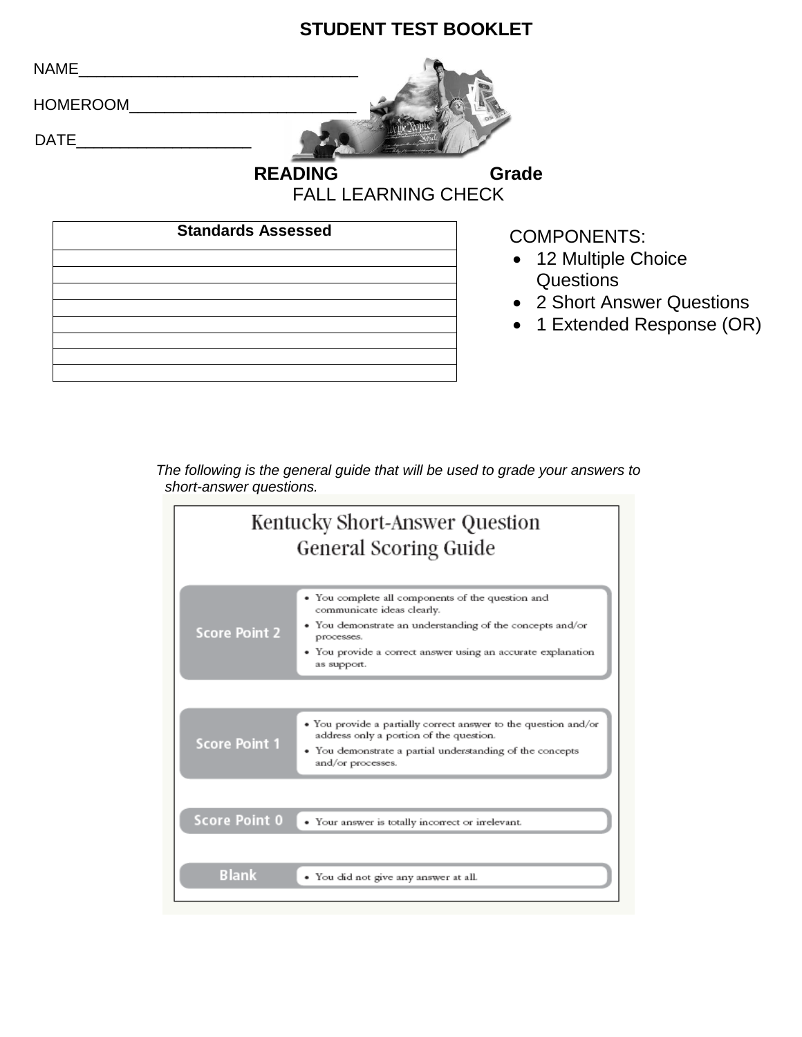# STUDENT TEST BOOKLET

NAME________________________________

HOMEROOM__________________________

DATE____________________

**READING Grade**

FALL LEARNING CHECK

| Standards Assessed |
|---|
| |
| |
| |
| |
| |
| |
| |
| |

COMPONENTS:

- 12 Multiple Choice Questions
- 2 Short Answer Questions
- 1 Extended Response (OR)

*The following is the general guide that will be used to grade your answers to short-answer questions.*

## Kentucky Short-Answer Question General Scoring Guide

| | |
|---|---|
| **Score Point 2** | • You complete all components of the question and communicate ideas clearly.<br>• You demonstrate an understanding of the concepts and/or processes.<br>• You provide a correct answer using an accurate explanation as support. |
| **Score Point 1** | • You provide a partially correct answer to the question and/or address only a portion of the question.<br>• You demonstrate a partial understanding of the concepts and/or processes. |
| **Score Point 0** | • Your answer is totally incorrect or irrelevant. |
| **Blank** | • You did not give any answer at all. |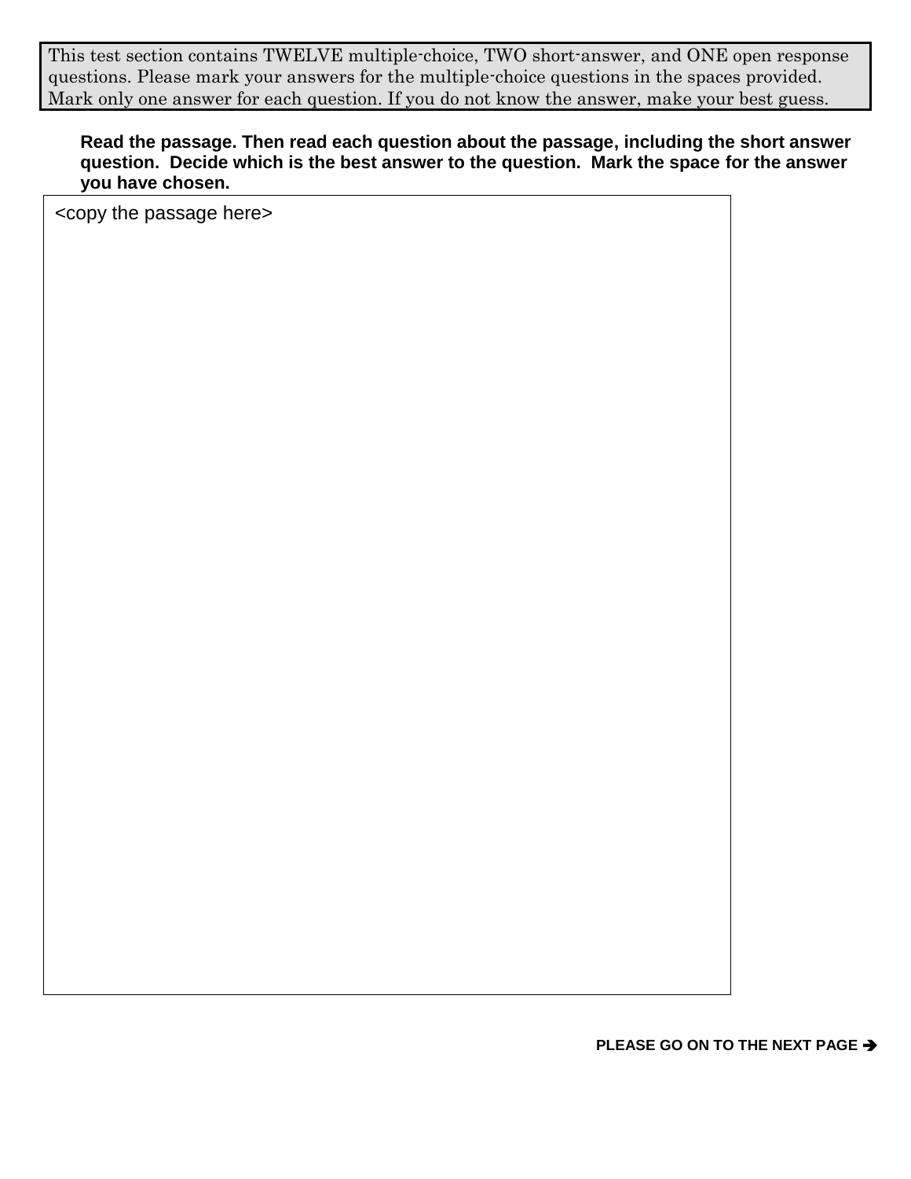This test section contains TWELVE multiple-choice, TWO short-answer, and ONE open response questions. Please mark your answers for the multiple-choice questions in the spaces provided. Mark only one answer for each question. If you do not know the answer, make your best guess.

**Read the passage. Then read each question about the passage, including the short answer question. Decide which is the best answer to the question. Mark the space for the answer you have chosen.**

<copy the passage here>

**PLEASE GO ON TO THE NEXT PAGE ➔**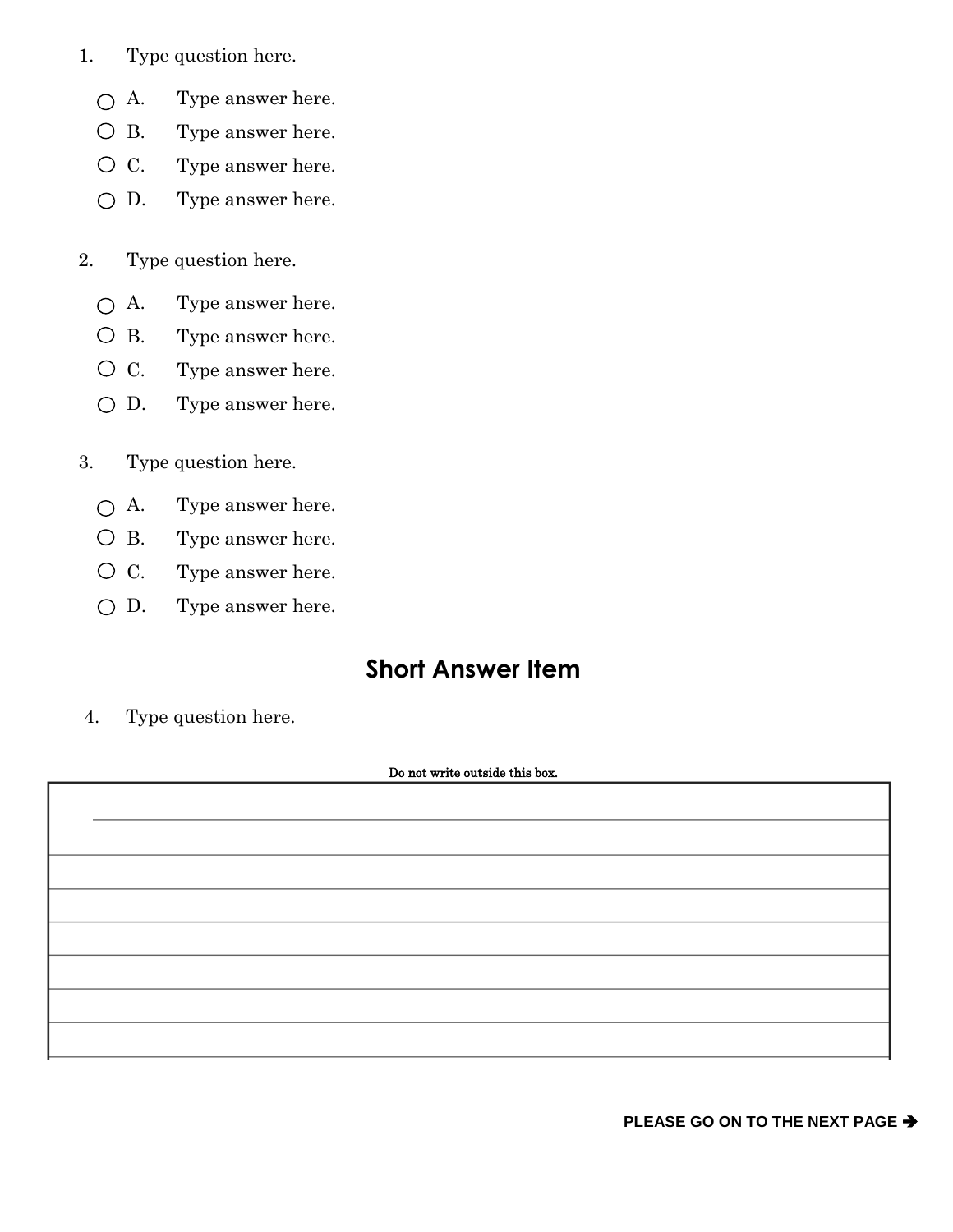1. Type question here.

   - ○ A. Type answer here.
   - ○ B. Type answer here.
   - ○ C. Type answer here.
   - ○ D. Type answer here.

2. Type question here.

   - ○ A. Type answer here.
   - ○ B. Type answer here.
   - ○ C. Type answer here.
   - ○ D. Type answer here.

3. Type question here.

   - ○ A. Type answer here.
   - ○ B. Type answer here.
   - ○ C. Type answer here.
   - ○ D. Type answer here.

## Short Answer Item

4. Type question here.

Do not write outside this box.

| |
|---|
| |
| |
| |
| |
| |
| |
| |

**PLEASE GO ON TO THE NEXT PAGE ➔**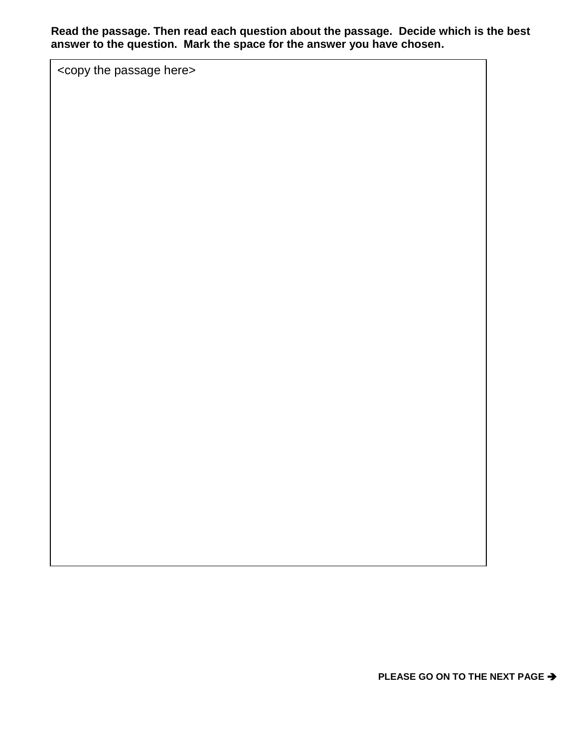**Read the passage. Then read each question about the passage. Decide which is the best answer to the question. Mark the space for the answer you have chosen.**

<copy the passage here>

**PLEASE GO ON TO THE NEXT PAGE ➔**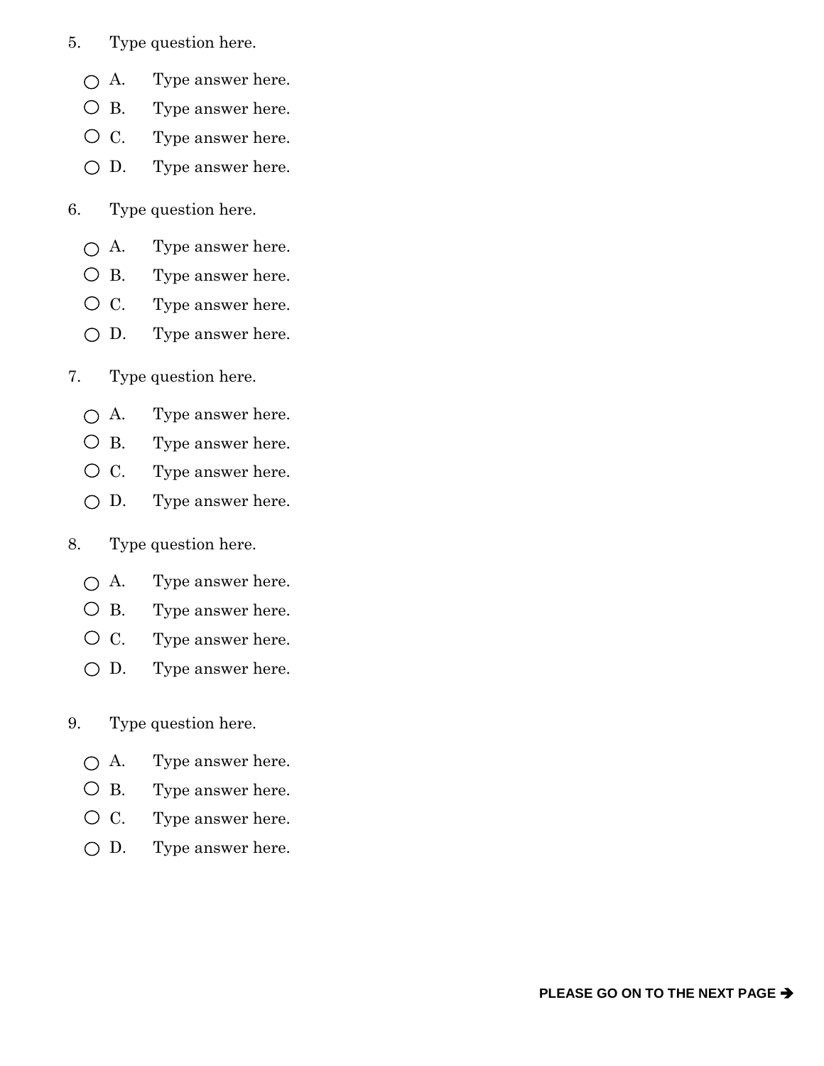5. Type question here.

   - ○ A. Type answer here.
   - ○ B. Type answer here.
   - ○ C. Type answer here.
   - ○ D. Type answer here.

6. Type question here.

   - ○ A. Type answer here.
   - ○ B. Type answer here.
   - ○ C. Type answer here.
   - ○ D. Type answer here.

7. Type question here.

   - ○ A. Type answer here.
   - ○ B. Type answer here.
   - ○ C. Type answer here.
   - ○ D. Type answer here.

8. Type question here.

   - ○ A. Type answer here.
   - ○ B. Type answer here.
   - ○ C. Type answer here.
   - ○ D. Type answer here.

9. Type question here.

   - ○ A. Type answer here.
   - ○ B. Type answer here.
   - ○ C. Type answer here.
   - ○ D. Type answer here.

**PLEASE GO ON TO THE NEXT PAGE →**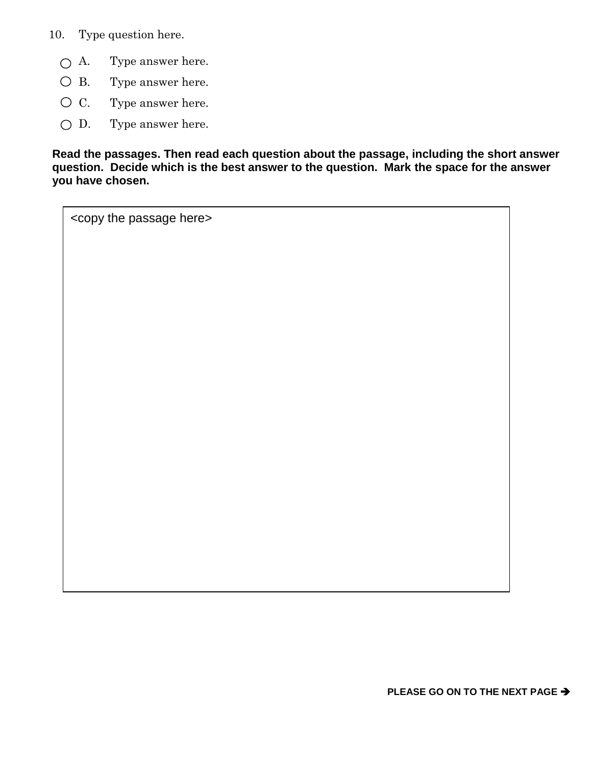10. Type question here.

- ○ A. Type answer here.
- ○ B. Type answer here.
- ○ C. Type answer here.
- ○ D. Type answer here.

**Read the passages. Then read each question about the passage, including the short answer question. Decide which is the best answer to the question. Mark the space for the answer you have chosen.**

| <copy the passage here> |
| --- |

**PLEASE GO ON TO THE NEXT PAGE ➔**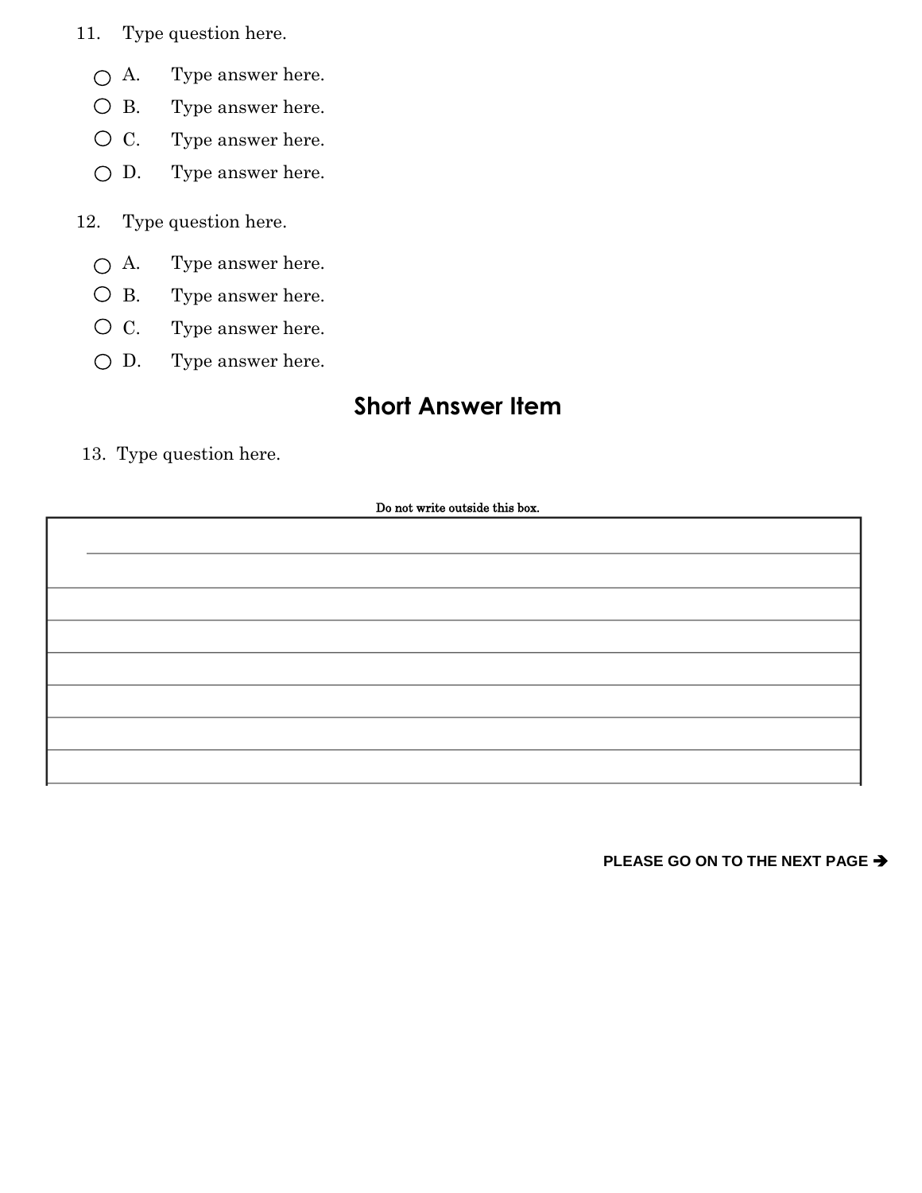11. Type question here.

   - ○ A. Type answer here.
   - ○ B. Type answer here.
   - ○ C. Type answer here.
   - ○ D. Type answer here.

12. Type question here.

   - ○ A. Type answer here.
   - ○ B. Type answer here.
   - ○ C. Type answer here.
   - ○ D. Type answer here.

## Short Answer Item

13. Type question here.

Do not write outside this box.

_______________________________________________________________________________

_______________________________________________________________________________

_______________________________________________________________________________

_______________________________________________________________________________

_______________________________________________________________________________

_______________________________________________________________________________

_______________________________________________________________________________

**PLEASE GO ON TO THE NEXT PAGE ➔**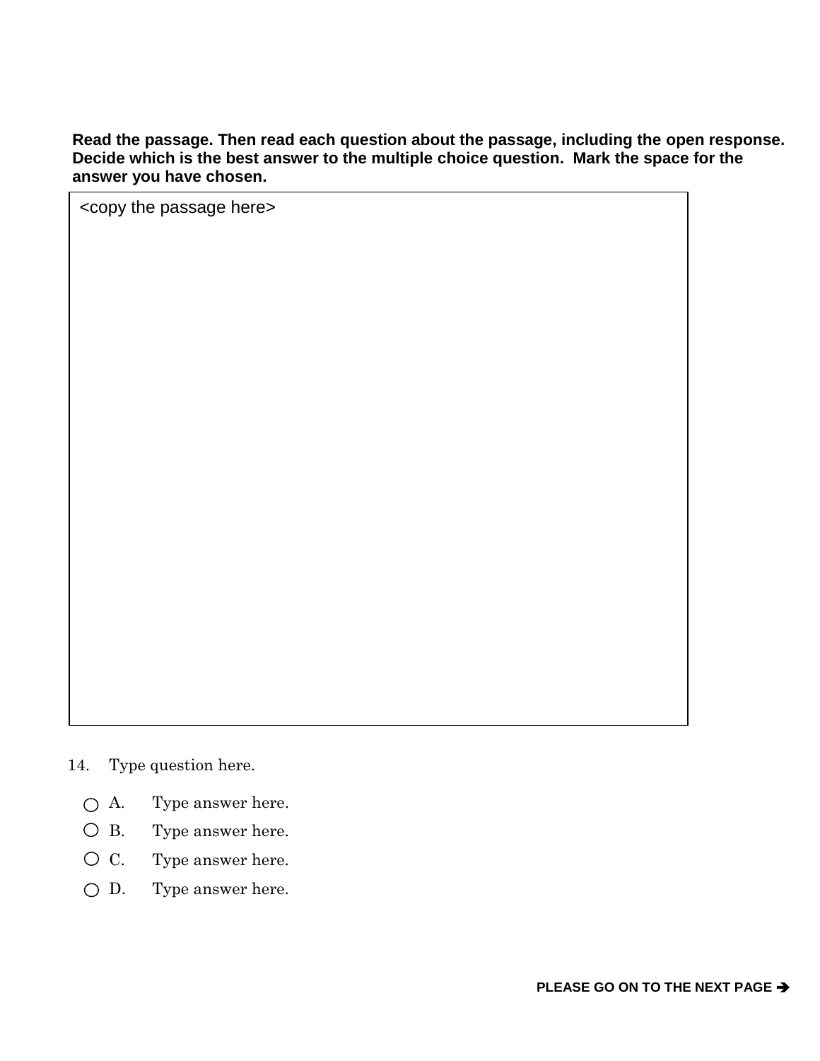**Read the passage. Then read each question about the passage, including the open response. Decide which is the best answer to the multiple choice question. Mark the space for the answer you have chosen.**

| <copy the passage here> |
| --- |

14. Type question here.

   ○ A. Type answer here.

   ○ B. Type answer here.

   ○ C. Type answer here.

   ○ D. Type answer here.

**PLEASE GO ON TO THE NEXT PAGE ➔**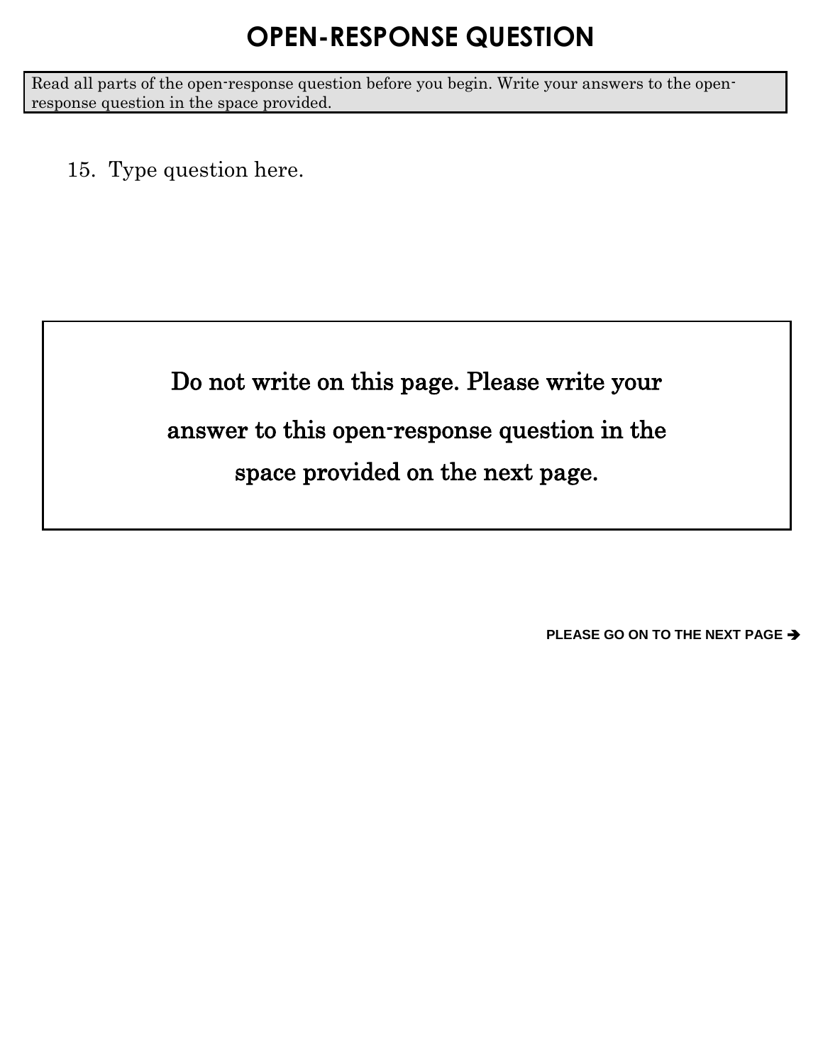# OPEN-RESPONSE QUESTION

Read all parts of the open-response question before you begin. Write your answers to the open-response question in the space provided.

15. Type question here.

**Do not write on this page. Please write your answer to this open-response question in the space provided on the next page.**

**PLEASE GO ON TO THE NEXT PAGE ➔**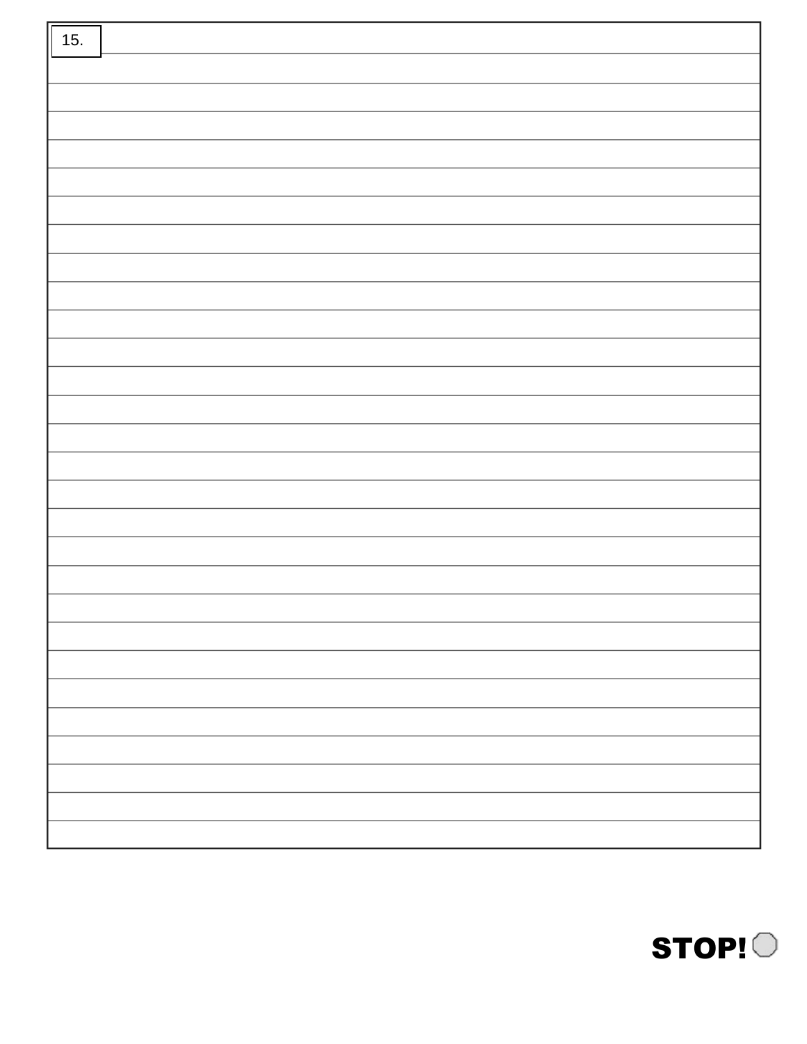15.

STOP!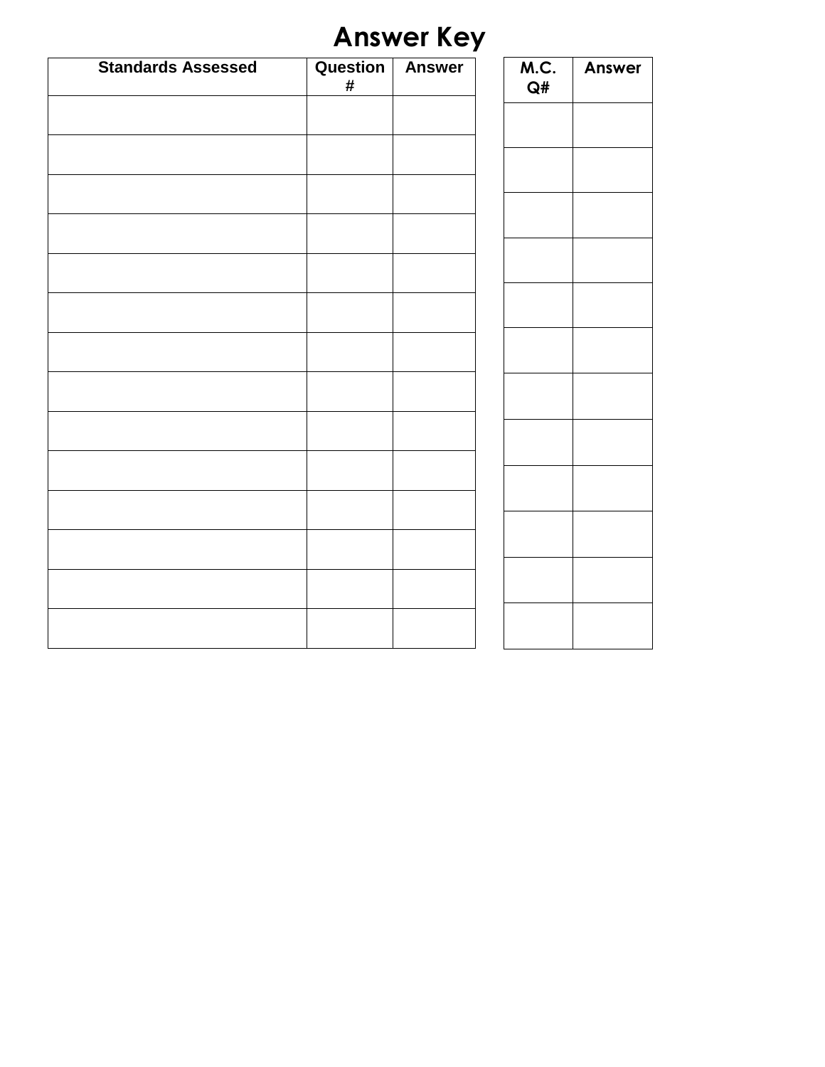# Answer Key

| Standards Assessed | Question # | Answer |
| --- | --- | --- |
| | | |
| | | |
| | | |
| | | |
| | | |
| | | |
| | | |
| | | |
| | | |
| | | |
| | | |
| | | |
| | | |
| | | |

| M.C. Q# | Answer |
| --- | --- |
| | |
| | |
| | |
| | |
| | |
| | |
| | |
| | |
| | |
| | |
| | |
| | |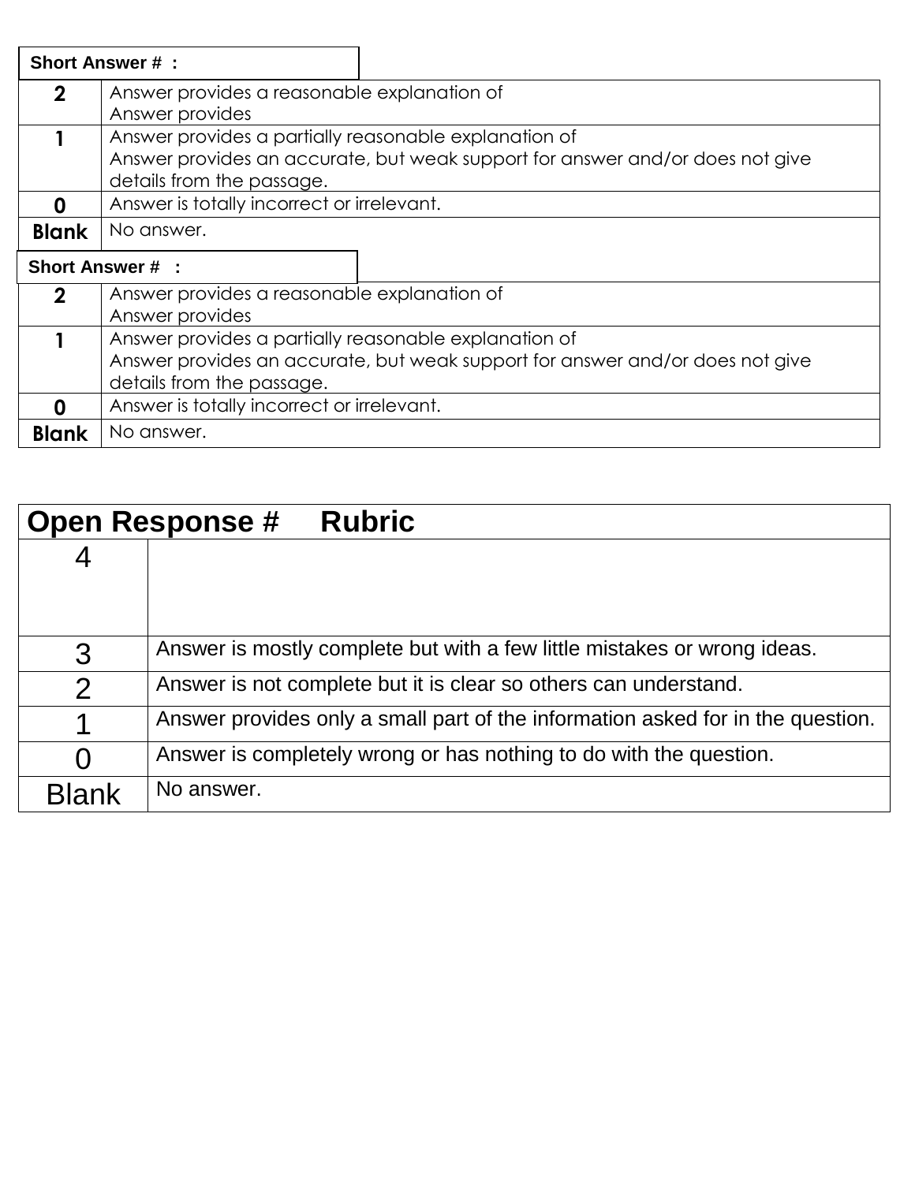| Short Answer # : | |
|---|---|
| 2 | Answer provides a reasonable explanation of<br>Answer provides |
| 1 | Answer provides a partially reasonable explanation of<br>Answer provides an accurate, but weak support for answer and/or does not give details from the passage. |
| 0 | Answer is totally incorrect or irrelevant. |
| Blank | No answer. |

| Short Answer # : | |
|---|---|
| 2 | Answer provides a reasonable explanation of<br>Answer provides |
| 1 | Answer provides a partially reasonable explanation of<br>Answer provides an accurate, but weak support for answer and/or does not give details from the passage. |
| 0 | Answer is totally incorrect or irrelevant. |
| Blank | No answer. |

| Open Response # Rubric | |
|---|---|
| 4 | |
| 3 | Answer is mostly complete but with a few little mistakes or wrong ideas. |
| 2 | Answer is not complete but it is clear so others can understand. |
| 1 | Answer provides only a small part of the information asked for in the question. |
| 0 | Answer is completely wrong or has nothing to do with the question. |
| Blank | No answer. |